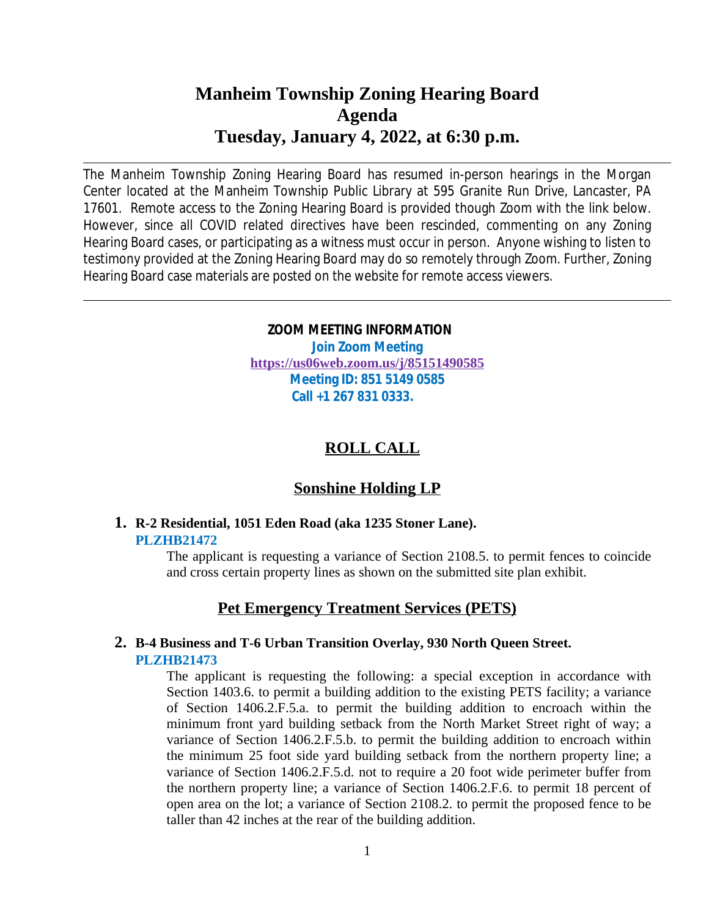# Manheim Township Zoning Hearing Board
# Agenda
# Tuesday, January 4, 2022, at 6:30 p.m.

---

The Manheim Township Zoning Hearing Board has resumed in-person hearings in the Morgan Center located at the Manheim Township Public Library at 595 Granite Run Drive, Lancaster, PA 17601. Remote access to the Zoning Hearing Board is provided though Zoom with the link below. However, since all COVID related directives have been rescinded, commenting on any Zoning Hearing Board cases, or participating as a witness must occur in person. Anyone wishing to listen to testimony provided at the Zoning Hearing Board may do so remotely through Zoom. Further, Zoning Hearing Board case materials are posted on the website for remote access viewers.

---

**ZOOM MEETING INFORMATION**

**Join Zoom Meeting**

**https://us06web.zoom.us/j/85151490585**

**Meeting ID: 851 5149 0585**

**Call +1 267 831 0333.**

## ROLL CALL

## Sonshine Holding LP

**1. R-2 Residential, 1051 Eden Road (aka 1235 Stoner Lane).**
**PLZHB21472**

The applicant is requesting a variance of Section 2108.5. to permit fences to coincide and cross certain property lines as shown on the submitted site plan exhibit.

## Pet Emergency Treatment Services (PETS)

**2. B-4 Business and T-6 Urban Transition Overlay, 930 North Queen Street.**
**PLZHB21473**

The applicant is requesting the following: a special exception in accordance with Section 1403.6. to permit a building addition to the existing PETS facility; a variance of Section 1406.2.F.5.a. to permit the building addition to encroach within the minimum front yard building setback from the North Market Street right of way; a variance of Section 1406.2.F.5.b. to permit the building addition to encroach within the minimum 25 foot side yard building setback from the northern property line; a variance of Section 1406.2.F.5.d. not to require a 20 foot wide perimeter buffer from the northern property line; a variance of Section 1406.2.F.6. to permit 18 percent of open area on the lot; a variance of Section 2108.2. to permit the proposed fence to be taller than 42 inches at the rear of the building addition.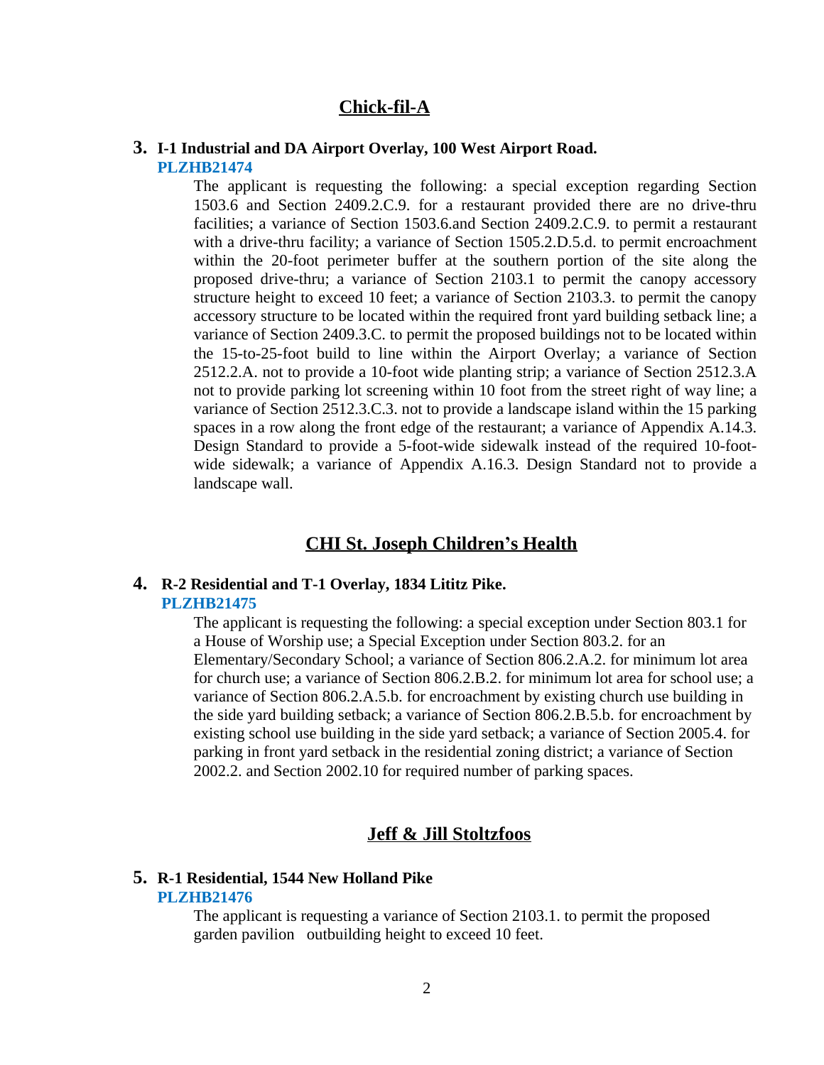## Chick-fil-A

**3. I-1 Industrial and DA Airport Overlay, 100 West Airport Road.**
**PLZHB21474**

The applicant is requesting the following: a special exception regarding Section 1503.6 and Section 2409.2.C.9. for a restaurant provided there are no drive-thru facilities; a variance of Section 1503.6.and Section 2409.2.C.9. to permit a restaurant with a drive-thru facility; a variance of Section 1505.2.D.5.d. to permit encroachment within the 20-foot perimeter buffer at the southern portion of the site along the proposed drive-thru; a variance of Section 2103.1 to permit the canopy accessory structure height to exceed 10 feet; a variance of Section 2103.3. to permit the canopy accessory structure to be located within the required front yard building setback line; a variance of Section 2409.3.C. to permit the proposed buildings not to be located within the 15-to-25-foot build to line within the Airport Overlay; a variance of Section 2512.2.A. not to provide a 10-foot wide planting strip; a variance of Section 2512.3.A not to provide parking lot screening within 10 foot from the street right of way line; a variance of Section 2512.3.C.3. not to provide a landscape island within the 15 parking spaces in a row along the front edge of the restaurant; a variance of Appendix A.14.3. Design Standard to provide a 5-foot-wide sidewalk instead of the required 10-foot-wide sidewalk; a variance of Appendix A.16.3. Design Standard not to provide a landscape wall.

## CHI St. Joseph Children's Health

**4. R-2 Residential and T-1 Overlay, 1834 Lititz Pike.**
**PLZHB21475**

The applicant is requesting the following: a special exception under Section 803.1 for a House of Worship use; a Special Exception under Section 803.2. for an Elementary/Secondary School; a variance of Section 806.2.A.2. for minimum lot area for church use; a variance of Section 806.2.B.2. for minimum lot area for school use; a variance of Section 806.2.A.5.b. for encroachment by existing church use building in the side yard building setback; a variance of Section 806.2.B.5.b. for encroachment by existing school use building in the side yard setback; a variance of Section 2005.4. for parking in front yard setback in the residential zoning district; a variance of Section 2002.2. and Section 2002.10 for required number of parking spaces.

## Jeff & Jill Stoltzfoos

**5. R-1 Residential, 1544 New Holland Pike**
**PLZHB21476**

The applicant is requesting a variance of Section 2103.1. to permit the proposed garden pavilion outbuilding height to exceed 10 feet.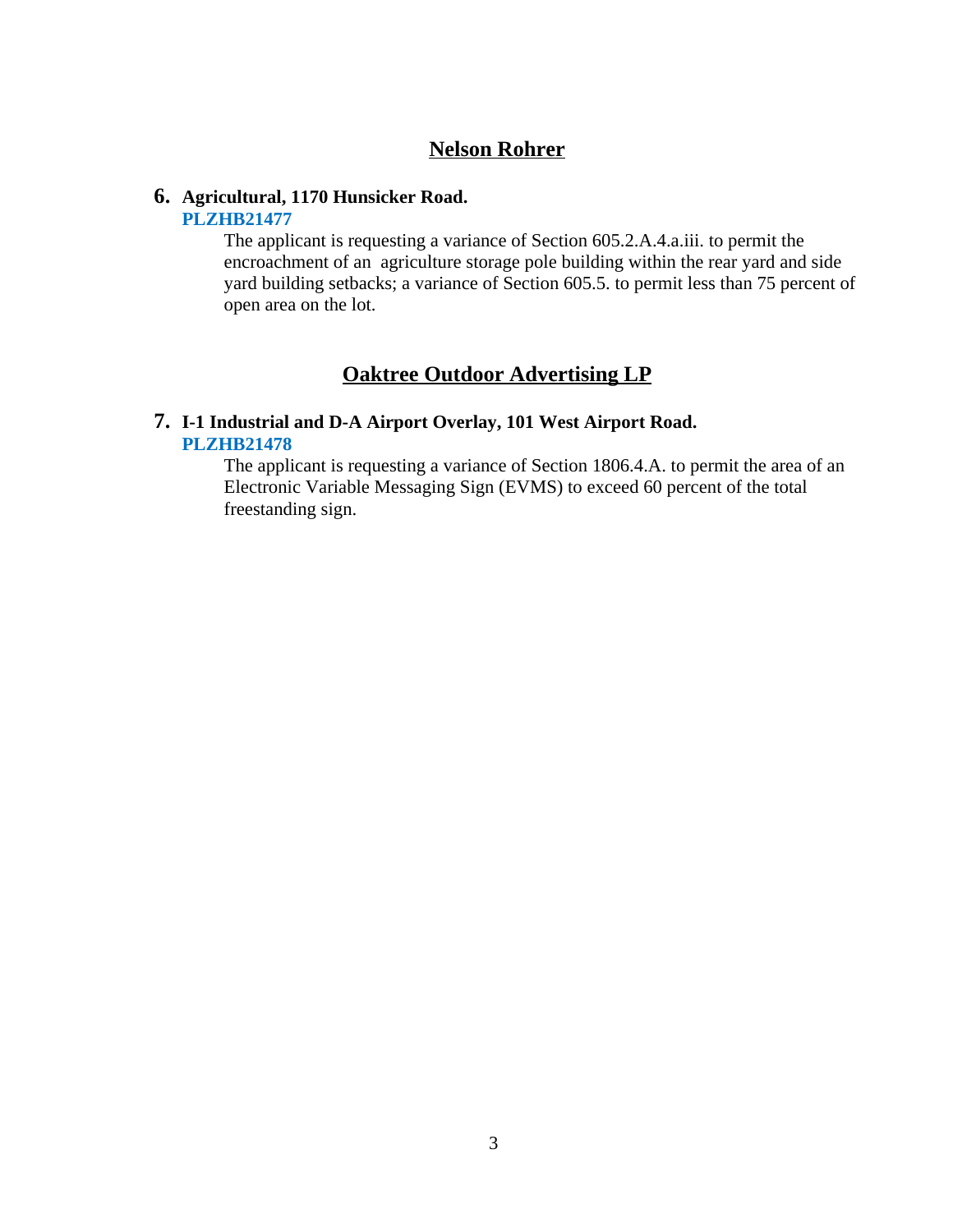## Nelson Rohrer

6. **Agricultural, 1170 Hunsicker Road.**
   **PLZHB21477**

   The applicant is requesting a variance of Section 605.2.A.4.a.iii. to permit the encroachment of an agriculture storage pole building within the rear yard and side yard building setbacks; a variance of Section 605.5. to permit less than 75 percent of open area on the lot.

## Oaktree Outdoor Advertising LP

7. **I-1 Industrial and D-A Airport Overlay, 101 West Airport Road.**
   **PLZHB21478**

   The applicant is requesting a variance of Section 1806.4.A. to permit the area of an Electronic Variable Messaging Sign (EVMS) to exceed 60 percent of the total freestanding sign.